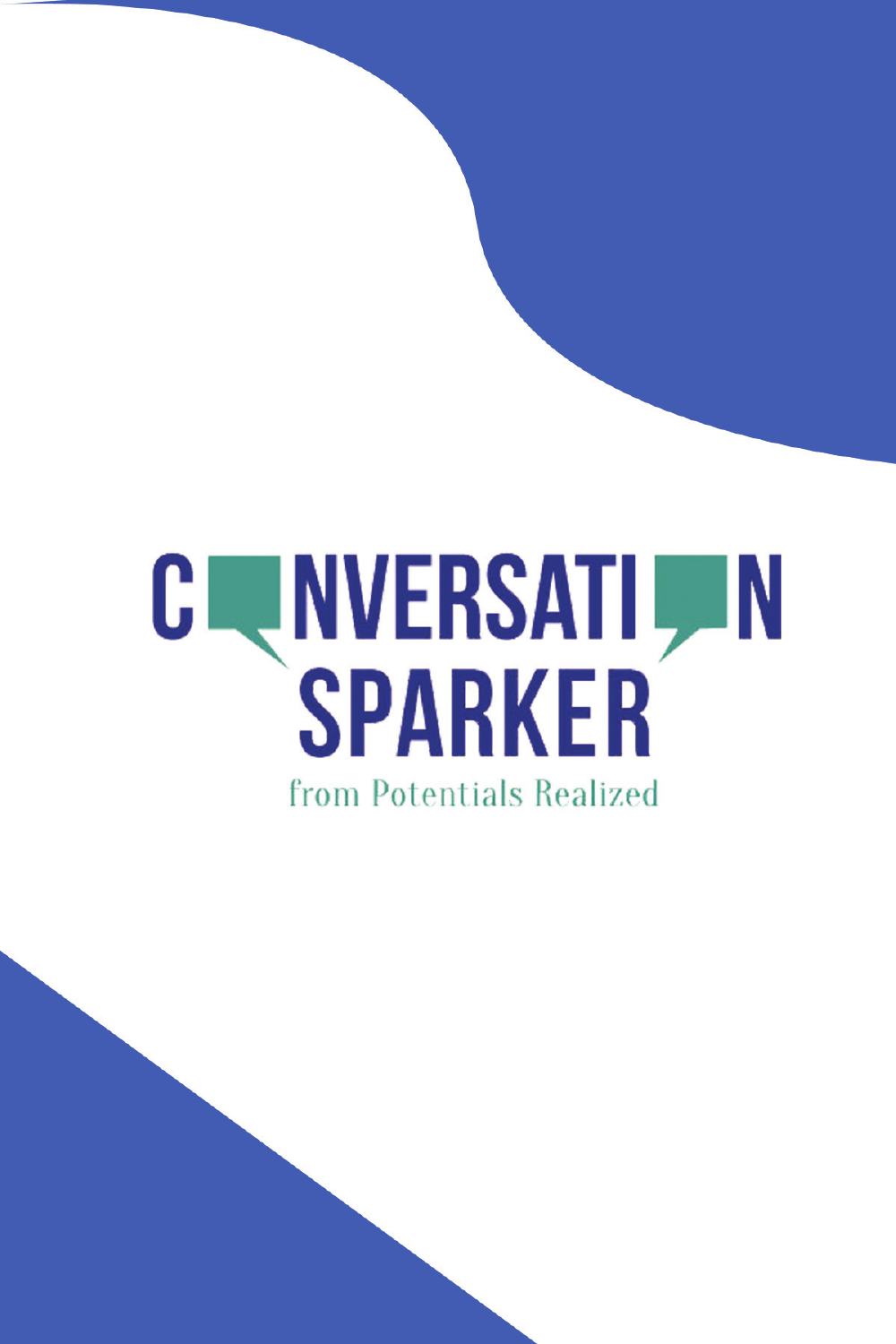# CONVERSATION SPARKER

from Potentials Realized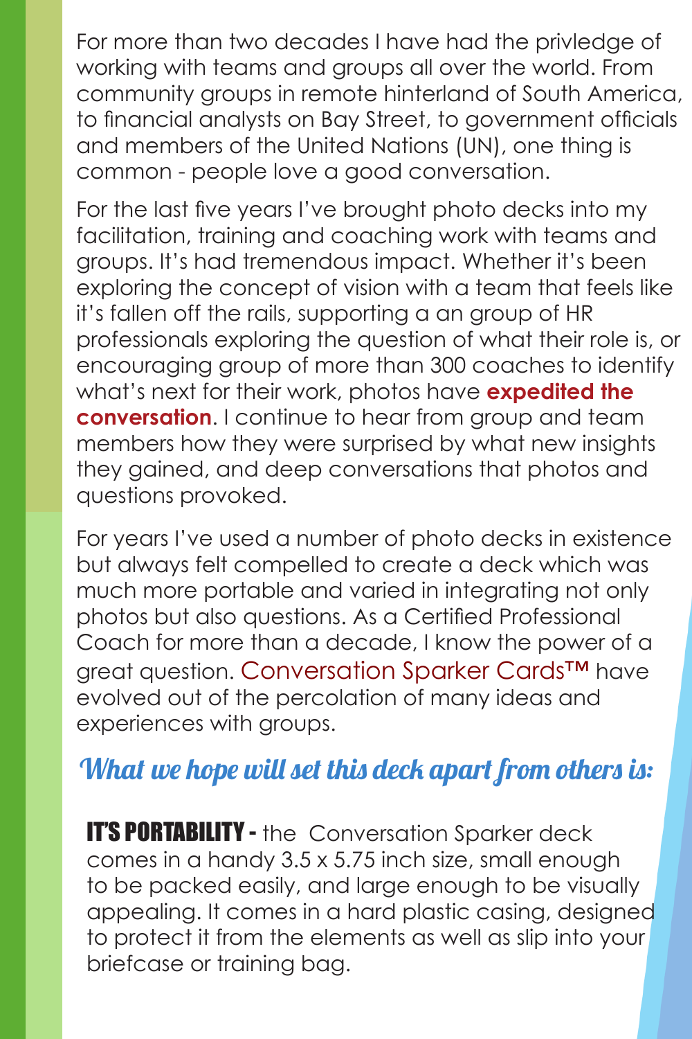For more than two decades I have had the privledge of working with teams and groups all over the world. From community groups in remote hinterland of South America, to financial analysts on Bay Street, to government officials and members of the United Nations (UN), one thing is common - people love a good conversation.

For the last five years I've brought photo decks into my facilitation, training and coaching work with teams and groups. It's had tremendous impact. Whether it's been exploring the concept of vision with a team that feels like it's fallen off the rails, supporting a an group of HR professionals exploring the question of what their role is, or encouraging group of more than 300 coaches to identify what's next for their work, photos have **expedited the conversation**. I continue to hear from group and team members how they were surprised by what new insights they gained, and deep conversations that photos and questions provoked.

For years I've used a number of photo decks in existence but always felt compelled to create a deck which was much more portable and varied in integrating not only photos but also questions. As a Certified Professional Coach for more than a decade, I know the power of a great question. Conversation Sparker Cards™ have evolved out of the percolation of many ideas and experiences with groups.

## *What we hope will set this deck apart from others is:*

**IT'S PORTABILITY -** the Conversation Sparker deck comes in a handy 3.5 x 5.75 inch size, small enough to be packed easily, and large enough to be visually appealing. It comes in a hard plastic casing, designed to protect it from the elements as well as slip into your briefcase or training bag.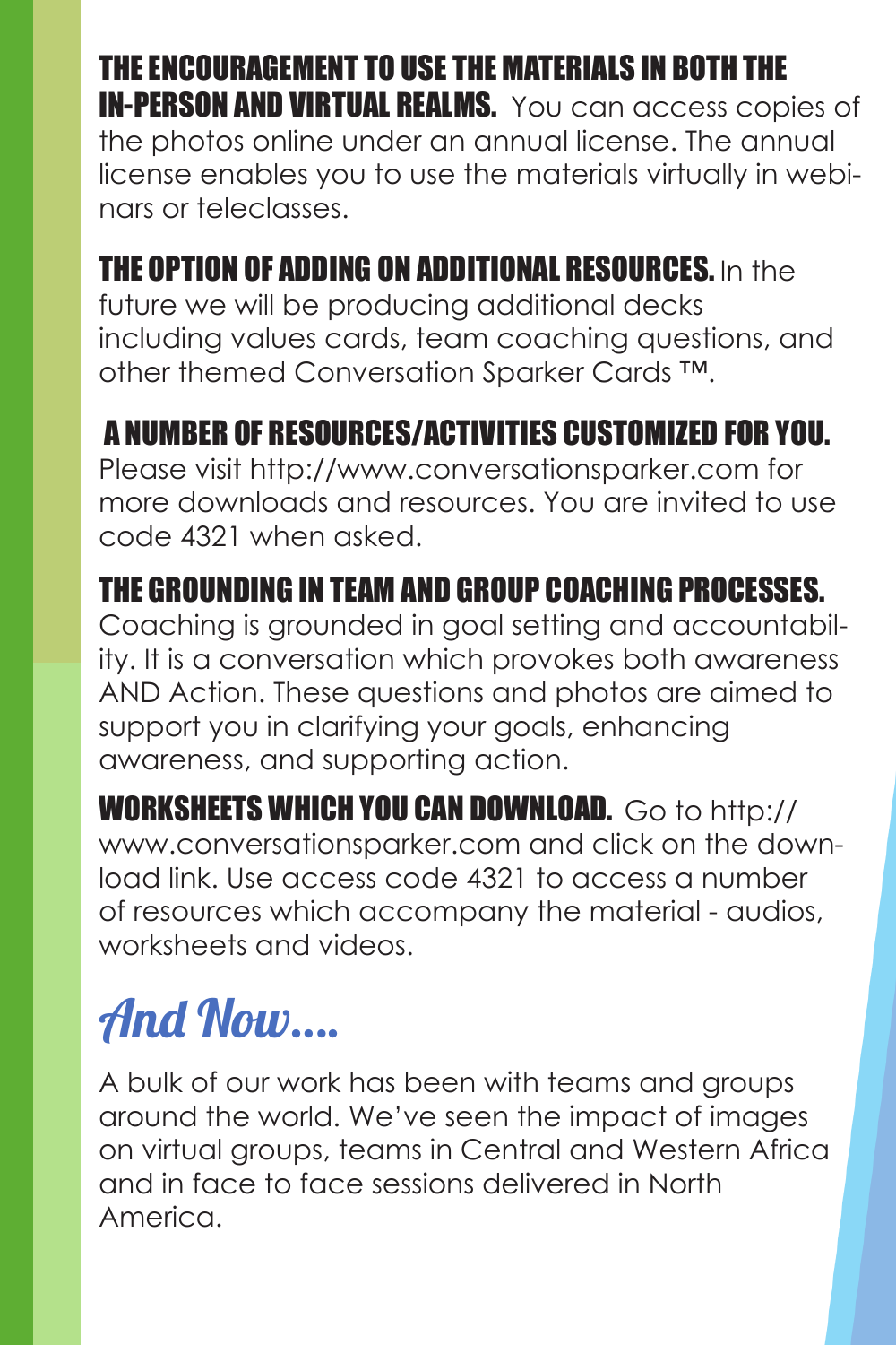**THE ENCOURAGEMENT TO USE THE MATERIALS IN BOTH THE IN-PERSON AND VIRTUAL REALMS.** You can access copies of the photos online under an annual license. The annual license enables you to use the materials virtually in webinars or teleclasses.

**THE OPTION OF ADDING ON ADDITIONAL RESOURCES.** In the future we will be producing additional decks including values cards, team coaching questions, and other themed Conversation Sparker Cards ™.

**A NUMBER OF RESOURCES/ACTIVITIES CUSTOMIZED FOR YOU.** Please visit http://www.conversationsparker.com for more downloads and resources. You are invited to use code 4321 when asked.

**THE GROUNDING IN TEAM AND GROUP COACHING PROCESSES.** Coaching is grounded in goal setting and accountability. It is a conversation which provokes both awareness AND Action. These questions and photos are aimed to support you in clarifying your goals, enhancing awareness, and supporting action.

**WORKSHEETS WHICH YOU CAN DOWNLOAD.** Go to http://www.conversationsparker.com and click on the download link. Use access code 4321 to access a number of resources which accompany the material - audios, worksheets and videos.

# And Now....

A bulk of our work has been with teams and groups around the world. We've seen the impact of images on virtual groups, teams in Central and Western Africa and in face to face sessions delivered in North America.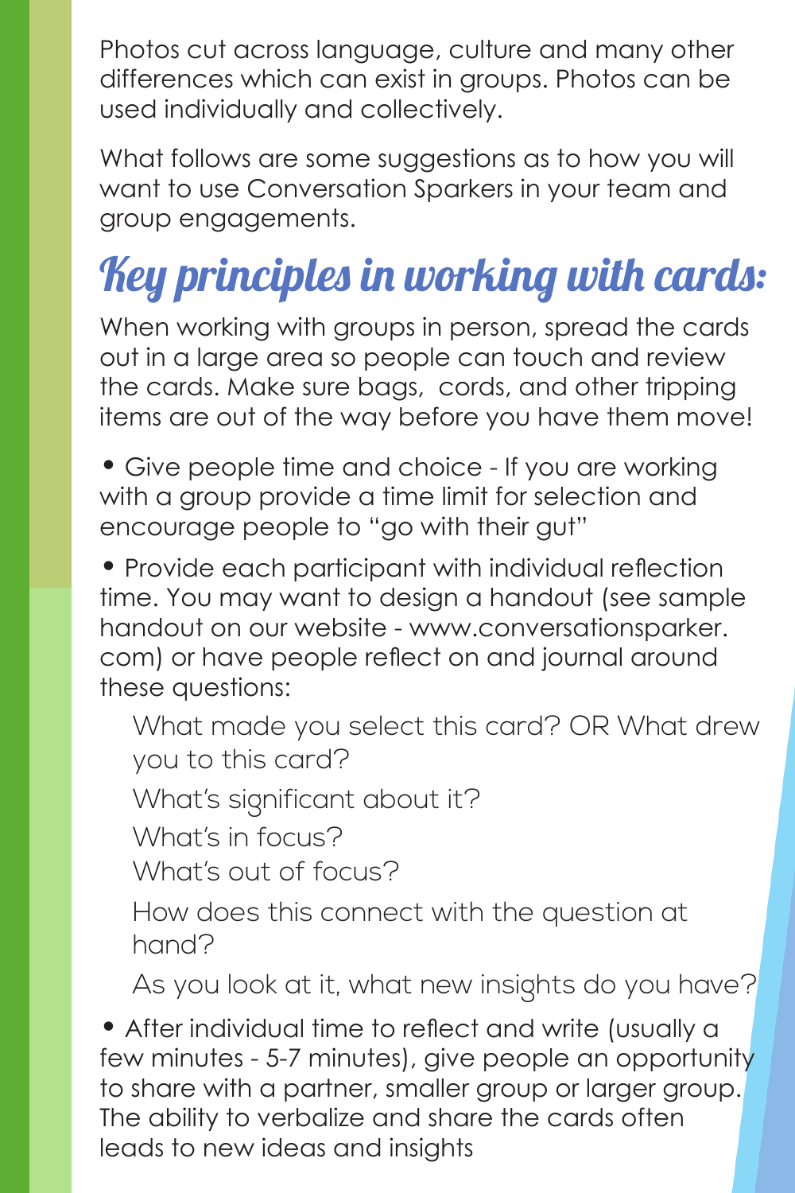Photos cut across language, culture and many other differences which can exist in groups. Photos can be used individually and collectively.

What follows are some suggestions as to how you will want to use Conversation Sparkers in your team and group engagements.

## Key principles in working with cards:

When working with groups in person, spread the cards out in a large area so people can touch and review the cards. Make sure bags, cords, and other tripping items are out of the way before you have them move!

- Give people time and choice - If you are working with a group provide a time limit for selection and encourage people to "go with their gut"

- Provide each participant with individual reflection time. You may want to design a handout (see sample handout on our website - www.conversationsparker.com) or have people reflect on and journal around these questions:

  What made you select this card? OR What drew you to this card?

  What's significant about it?

  What's in focus?

  What's out of focus?

  How does this connect with the question at hand?

  As you look at it, what new insights do you have?

- After individual time to reflect and write (usually a few minutes - 5-7 minutes), give people an opportunity to share with a partner, smaller group or larger group. The ability to verbalize and share the cards often leads to new ideas and insights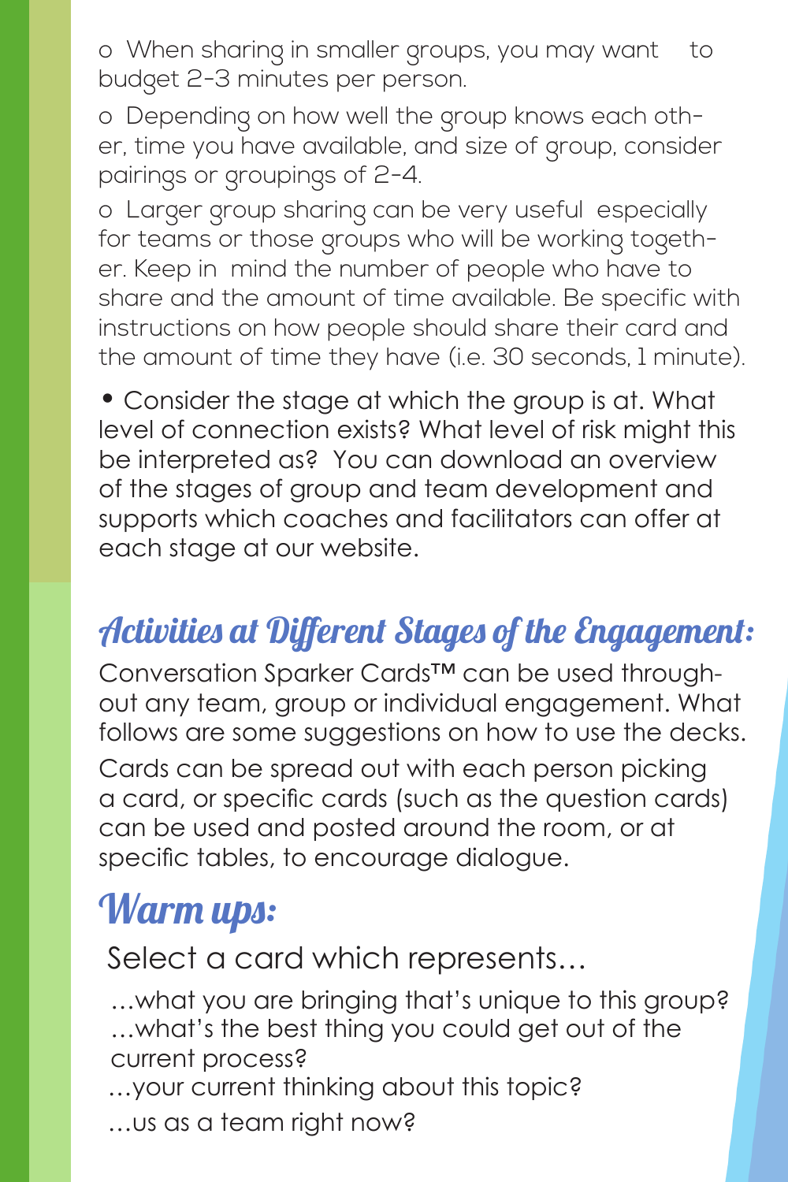- When sharing in smaller groups, you may want to budget 2-3 minutes per person.
- Depending on how well the group knows each other, time you have available, and size of group, consider pairings or groupings of 2-4.
- Larger group sharing can be very useful especially for teams or those groups who will be working together. Keep in mind the number of people who have to share and the amount of time available. Be specific with instructions on how people should share their card and the amount of time they have (i.e. 30 seconds, 1 minute).

• Consider the stage at which the group is at. What level of connection exists? What level of risk might this be interpreted as? You can download an overview of the stages of group and team development and supports which coaches and facilitators can offer at each stage at our website.

## Activities at Different Stages of the Engagement:

Conversation Sparker Cards™ can be used throughout any team, group or individual engagement. What follows are some suggestions on how to use the decks.

Cards can be spread out with each person picking a card, or specific cards (such as the question cards) can be used and posted around the room, or at specific tables, to encourage dialogue.

## Warm ups:

Select a card which represents…

…what you are bringing that's unique to this group?
…what's the best thing you could get out of the current process?
…your current thinking about this topic?
…us as a team right now?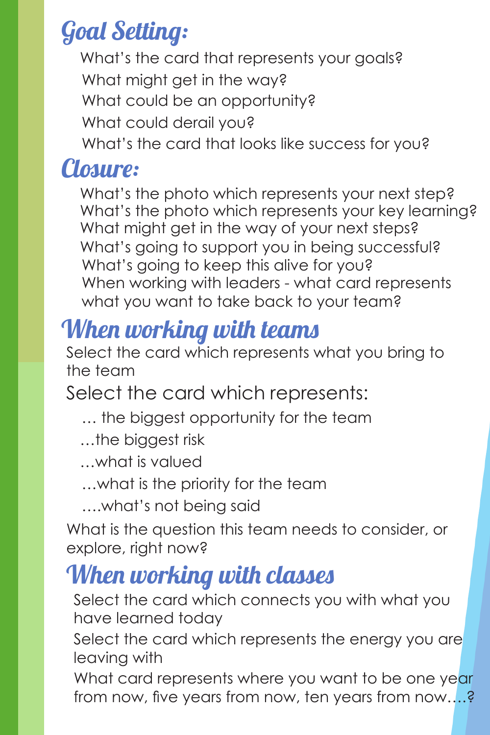## Goal Setting:

What's the card that represents your goals?

What might get in the way?

What could be an opportunity?

What could derail you?

What's the card that looks like success for you?

## Closure:

What's the photo which represents your next step?
What's the photo which represents your key learning?
What might get in the way of your next steps?
What's going to support you in being successful?
What's going to keep this alive for you?
When working with leaders - what card represents what you want to take back to your team?

## When working with teams

Select the card which represents what you bring to the team

Select the card which represents:

… the biggest opportunity for the team

…the biggest risk

…what is valued

…what is the priority for the team

….what's not being said

What is the question this team needs to consider, or explore, right now?

## When working with classes

Select the card which connects you with what you have learned today

Select the card which represents the energy you are leaving with

What card represents where you want to be one year from now, five years from now, ten years from now….?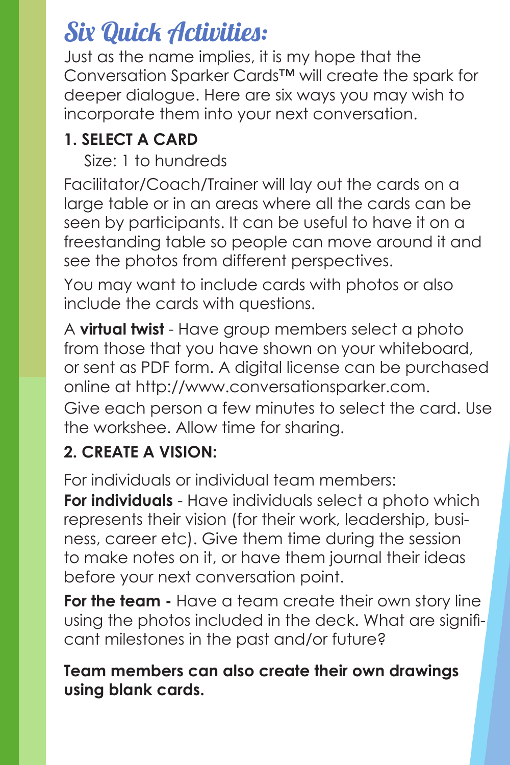# Six Quick Activities:

Just as the name implies, it is my hope that the Conversation Sparker Cards™ will create the spark for deeper dialogue. Here are six ways you may wish to incorporate them into your next conversation.

### 1. SELECT A CARD

Size: 1 to hundreds

Facilitator/Coach/Trainer will lay out the cards on a large table or in an areas where all the cards can be seen by participants. It can be useful to have it on a freestanding table so people can move around it and see the photos from different perspectives.

You may want to include cards with photos or also include the cards with questions.

A **virtual twist** - Have group members select a photo from those that you have shown on your whiteboard, or sent as PDF form. A digital license can be purchased online at http://www.conversationsparker.com.
Give each person a few minutes to select the card. Use the workshee. Allow time for sharing.

### 2. CREATE A VISION:

For individuals or individual team members:
**For individuals** - Have individuals select a photo which represents their vision (for their work, leadership, business, career etc). Give them time during the session to make notes on it, or have them journal their ideas before your next conversation point.

**For the team -** Have a team create their own story line using the photos included in the deck. What are significant milestones in the past and/or future?

**Team members can also create their own drawings using blank cards.**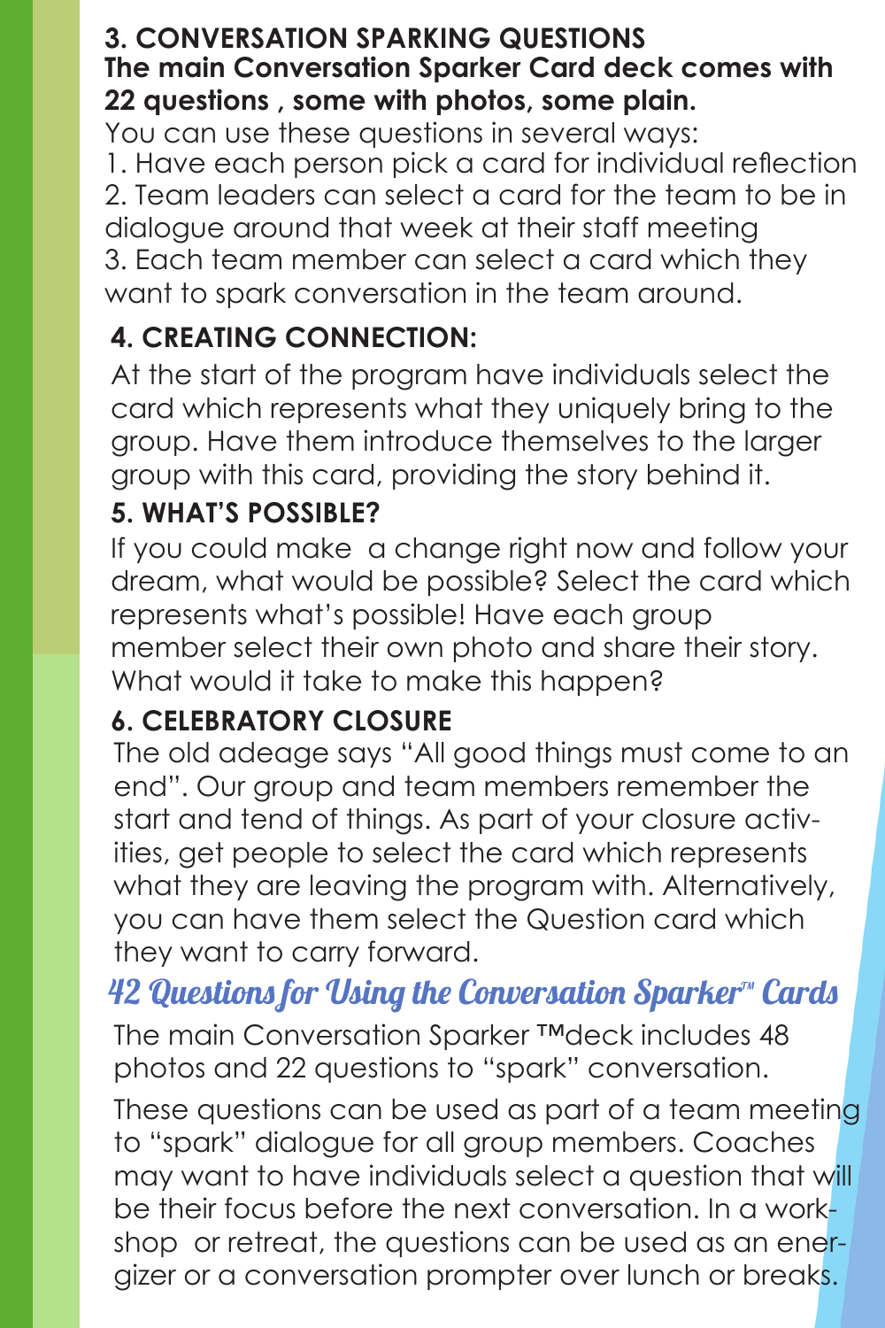### 3. CONVERSATION SPARKING QUESTIONS

**The main Conversation Sparker Card deck comes with 22 questions , some with photos, some plain.**

You can use these questions in several ways:

1. Have each person pick a card for individual reflection
2. Team leaders can select a card for the team to be in dialogue around that week at their staff meeting
3. Each team member can select a card which they want to spark conversation in the team around.

### 4. CREATING CONNECTION:

At the start of the program have individuals select the card which represents what they uniquely bring to the group. Have them introduce themselves to the larger group with this card, providing the story behind it.

### 5. WHAT'S POSSIBLE?

If you could make a change right now and follow your dream, what would be possible? Select the card which represents what's possible! Have each group member select their own photo and share their story. What would it take to make this happen?

### 6. CELEBRATORY CLOSURE

The old adeage says "All good things must come to an end". Our group and team members remember the start and tend of things. As part of your closure activities, get people to select the card which represents what they are leaving the program with. Alternatively, you can have them select the Question card which they want to carry forward.

## *42 Questions for Using the Conversation Sparker™ Cards*

The main Conversation Sparker ™deck includes 48 photos and 22 questions to "spark" conversation.

These questions can be used as part of a team meeting to "spark" dialogue for all group members. Coaches may want to have individuals select a question that will be their focus before the next conversation. In a workshop or retreat, the questions can be used as an energizer or a conversation prompter over lunch or breaks.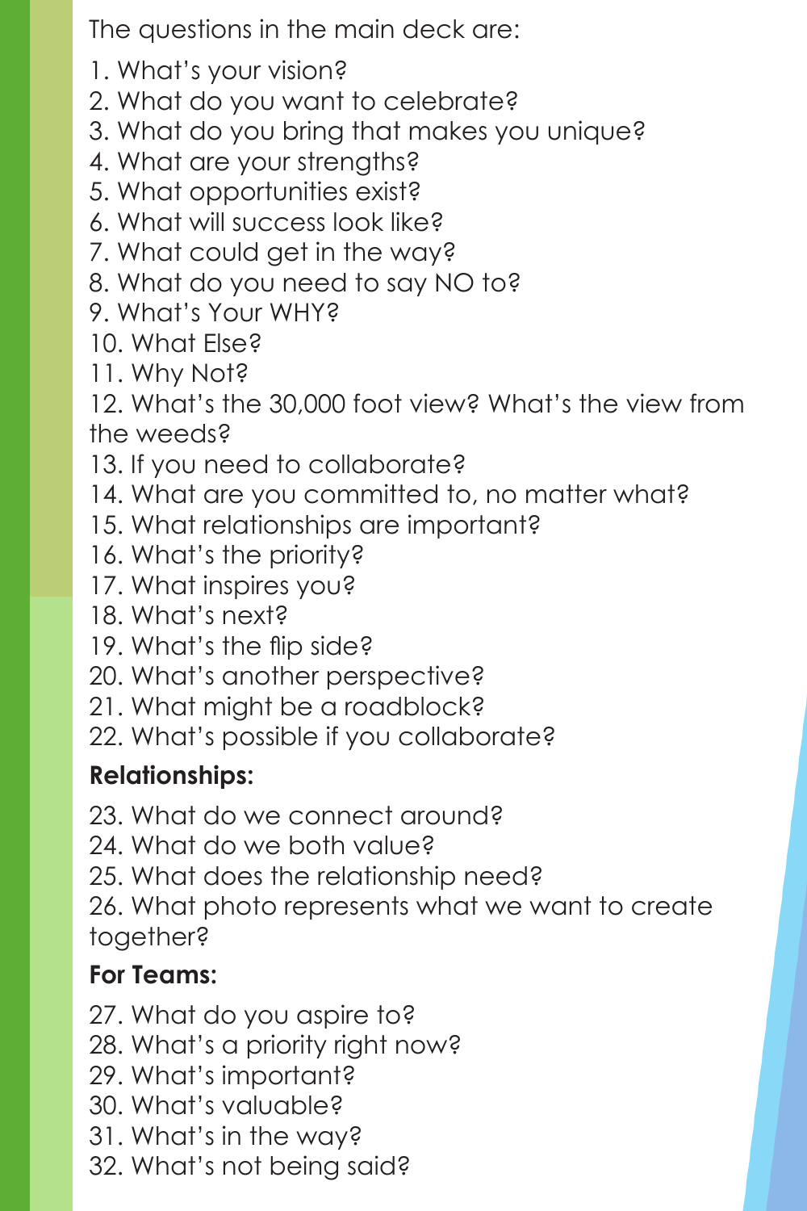The questions in the main deck are:

1. What's your vision?
2. What do you want to celebrate?
3. What do you bring that makes you unique?
4. What are your strengths?
5. What opportunities exist?
6. What will success look like?
7. What could get in the way?
8. What do you need to say NO to?
9. What's Your WHY?
10. What Else?
11. Why Not?
12. What's the 30,000 foot view? What's the view from the weeds?
13. If you need to collaborate?
14. What are you committed to, no matter what?
15. What relationships are important?
16. What's the priority?
17. What inspires you?
18. What's next?
19. What's the flip side?
20. What's another perspective?
21. What might be a roadblock?
22. What's possible if you collaborate?

**Relationships:**

23. What do we connect around?
24. What do we both value?
25. What does the relationship need?
26. What photo represents what we want to create together?

**For Teams:**

27. What do you aspire to?
28. What's a priority right now?
29. What's important?
30. What's valuable?
31. What's in the way?
32. What's not being said?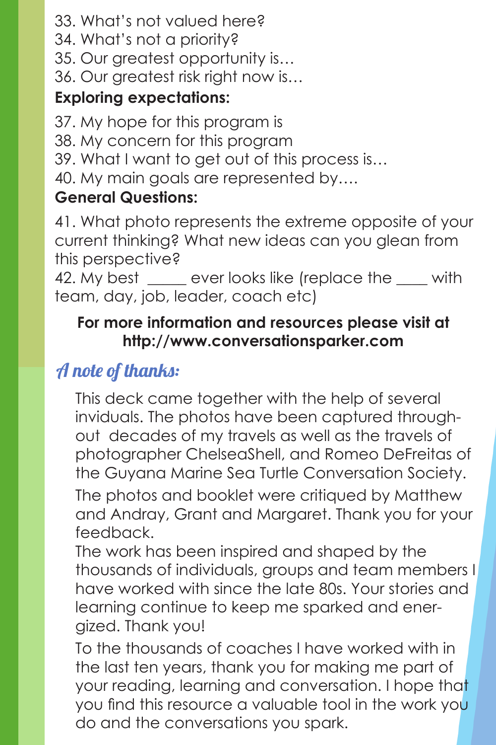33. What's not valued here?
34. What's not a priority?
35. Our greatest opportunity is…
36. Our greatest risk right now is…

**Exploring expectations:**

37. My hope for this program is
38. My concern for this program
39. What I want to get out of this process is…
40. My main goals are represented by….

**General Questions:**

41. What photo represents the extreme opposite of your current thinking? What new ideas can you glean from this perspective?
42. My best _____ ever looks like (replace the ____ with team, day, job, leader, coach etc)

**For more information and resources please visit at http://www.conversationsparker.com**

## A note of thanks:

This deck came together with the help of several inviduals. The photos have been captured through-out decades of my travels as well as the travels of photographer ChelseaShell, and Romeo DeFreitas of the Guyana Marine Sea Turtle Conversation Society.

The photos and booklet were critiqued by Matthew and Andray, Grant and Margaret. Thank you for your feedback.

The work has been inspired and shaped by the thousands of individuals, groups and team members I have worked with since the late 80s. Your stories and learning continue to keep me sparked and ener-gized. Thank you!

To the thousands of coaches I have worked with in the last ten years, thank you for making me part of your reading, learning and conversation. I hope that you find this resource a valuable tool in the work you do and the conversations you spark.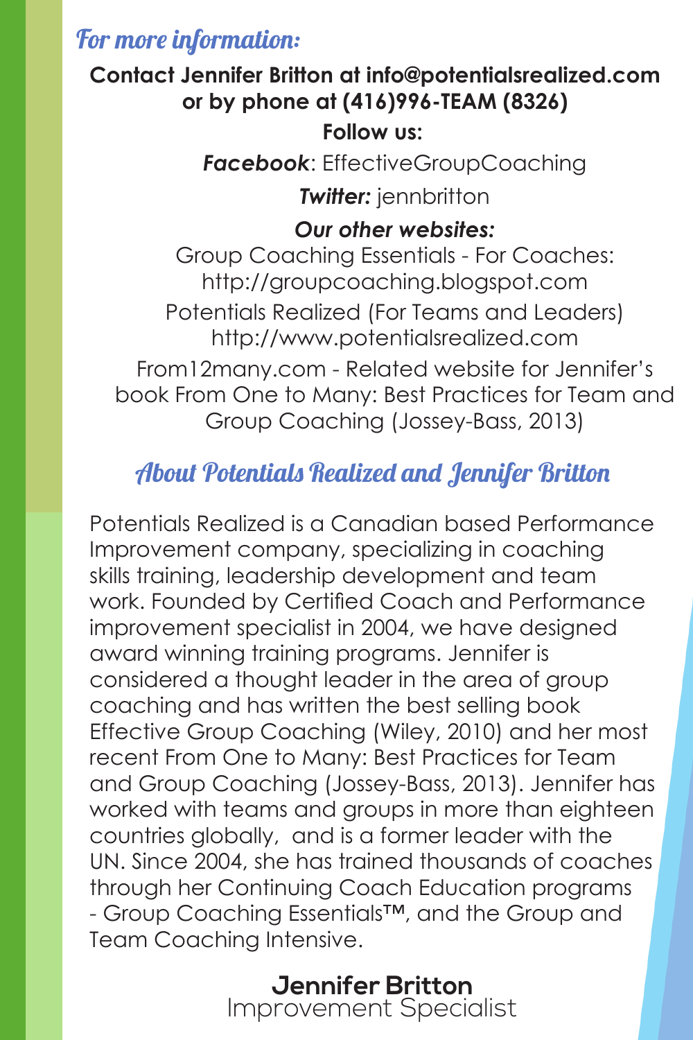## For more information:

**Contact Jennifer Britton at info@potentialsrealized.com or by phone at (416)996-TEAM (8326)**

**Follow us:**

***Facebook***: EffectiveGroupCoaching

***Twitter:*** jennbritton

***Our other websites:***

Group Coaching Essentials - For Coaches:
http://groupcoaching.blogspot.com

Potentials Realized (For Teams and Leaders)
http://www.potentialsrealized.com

From12many.com - Related website for Jennifer's book From One to Many: Best Practices for Team and Group Coaching (Jossey-Bass, 2013)

## About Potentials Realized and Jennifer Britton

Potentials Realized is a Canadian based Performance Improvement company, specializing in coaching skills training, leadership development and team work. Founded by Certified Coach and Performance improvement specialist in 2004, we have designed award winning training programs. Jennifer is considered a thought leader in the area of group coaching and has written the best selling book Effective Group Coaching (Wiley, 2010) and her most recent From One to Many: Best Practices for Team and Group Coaching (Jossey-Bass, 2013). Jennifer has worked with teams and groups in more than eighteen countries globally, and is a former leader with the UN. Since 2004, she has trained thousands of coaches through her Continuing Coach Education programs - Group Coaching Essentials™, and the Group and Team Coaching Intensive.

**Jennifer Britton**
Improvement Specialist